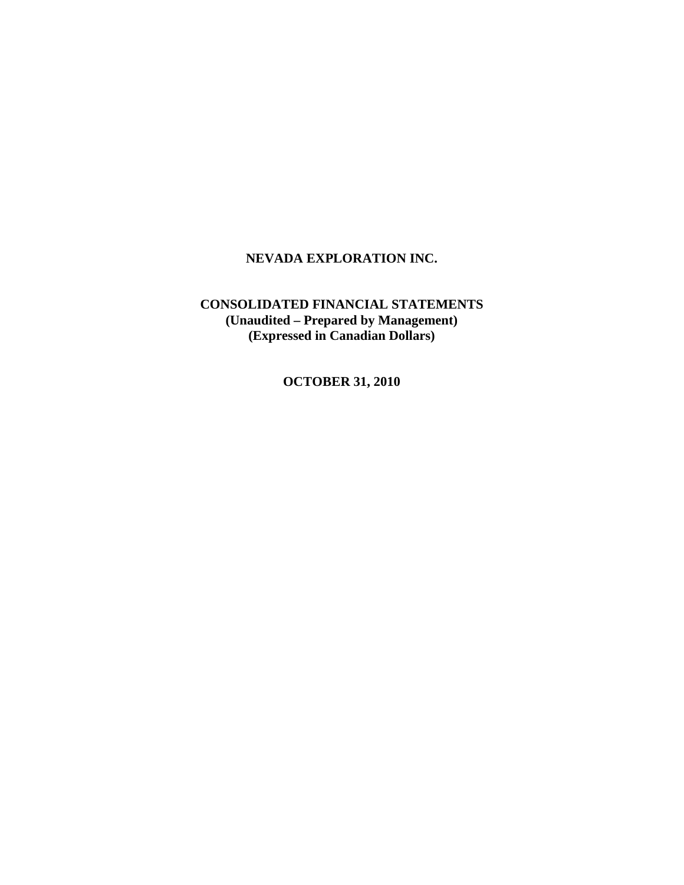# NEVADA EXPLORATION INC.

## CONSOLIDATED FINANCIAL STATEMENTS

**(Unaudited – Prepared by Management)**
**(Expressed in Canadian Dollars)**

**OCTOBER 31, 2010**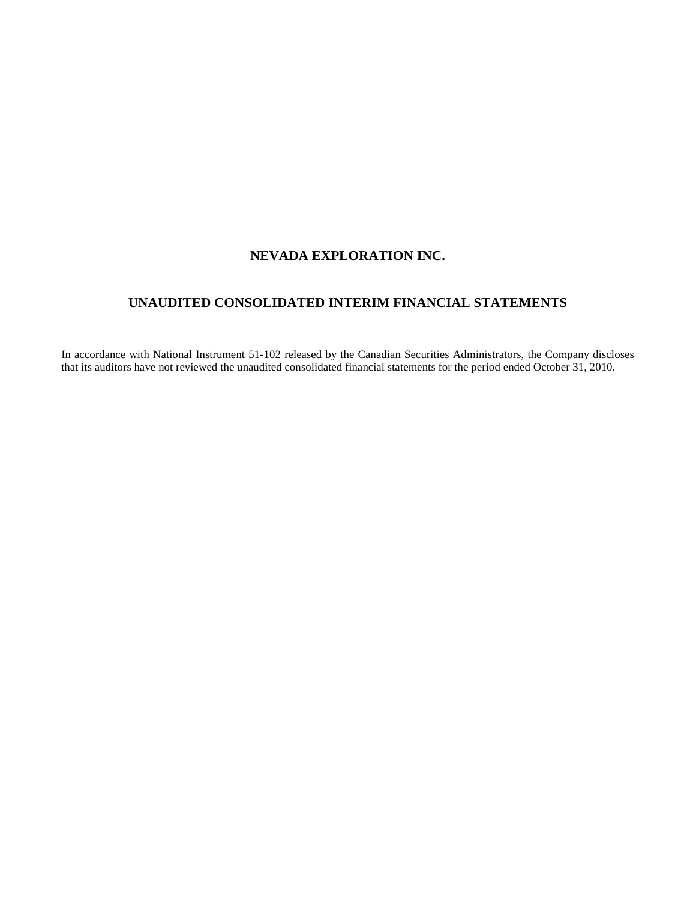# NEVADA EXPLORATION INC.

## UNAUDITED CONSOLIDATED INTERIM FINANCIAL STATEMENTS

In accordance with National Instrument 51-102 released by the Canadian Securities Administrators, the Company discloses that its auditors have not reviewed the unaudited consolidated financial statements for the period ended October 31, 2010.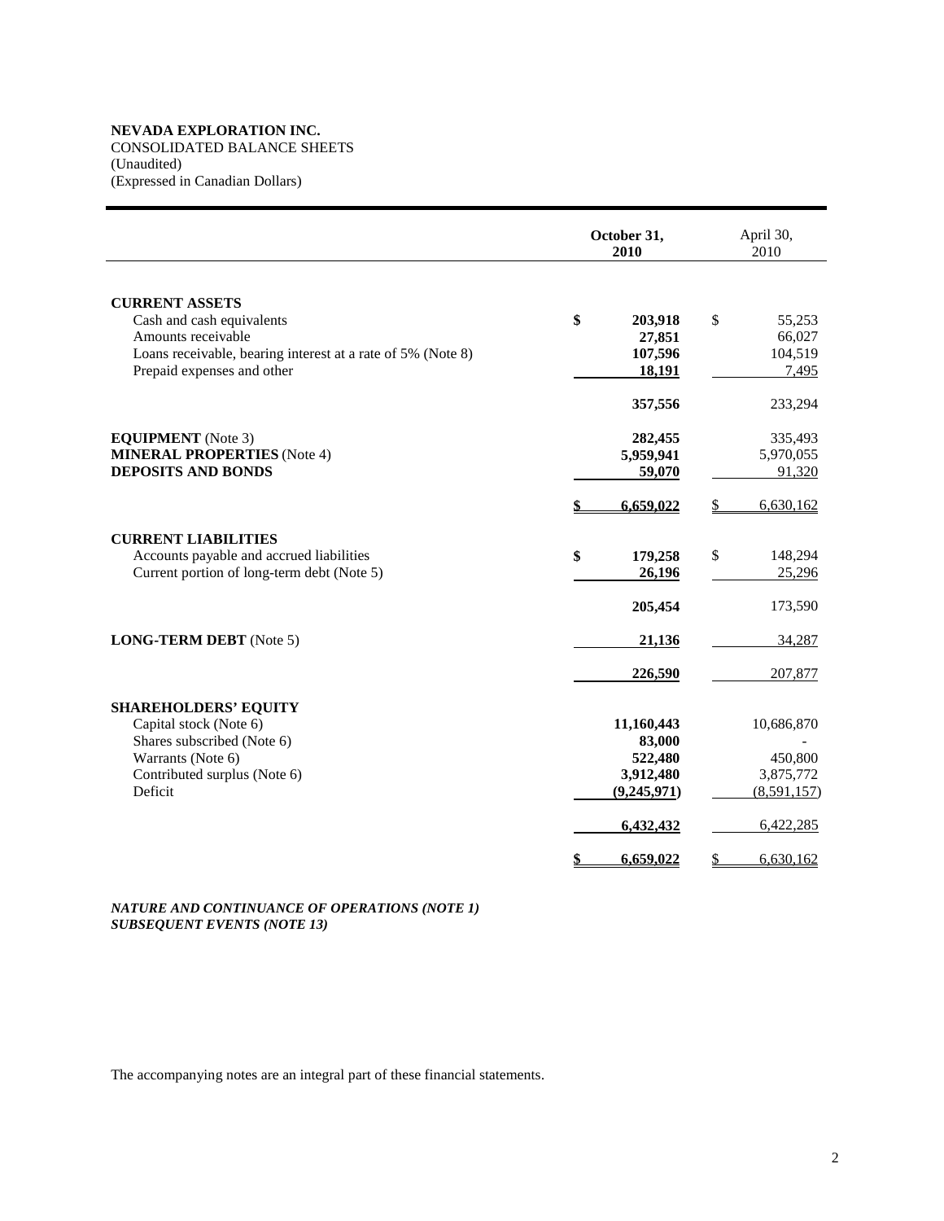**NEVADA EXPLORATION INC.**
CONSOLIDATED BALANCE SHEETS
(Unaudited)
(Expressed in Canadian Dollars)

| | October 31, 2010 | April 30, 2010 |
|---|---|---|
| **CURRENT ASSETS** | | |
| Cash and cash equivalents | $ 203,918 | $ 55,253 |
| Amounts receivable | 27,851 | 66,027 |
| Loans receivable, bearing interest at a rate of 5% (Note 8) | 107,596 | 104,519 |
| Prepaid expenses and other | 18,191 | 7,495 |
| | 357,556 | 233,294 |
| **EQUIPMENT** (Note 3) | 282,455 | 335,493 |
| **MINERAL PROPERTIES** (Note 4) | 5,959,941 | 5,970,055 |
| **DEPOSITS AND BONDS** | 59,070 | 91,320 |
| | $ 6,659,022 | $ 6,630,162 |
| **CURRENT LIABILITIES** | | |
| Accounts payable and accrued liabilities | $ 179,258 | $ 148,294 |
| Current portion of long-term debt (Note 5) | 26,196 | 25,296 |
| | 205,454 | 173,590 |
| **LONG-TERM DEBT** (Note 5) | 21,136 | 34,287 |
| | 226,590 | 207,877 |
| **SHAREHOLDERS' EQUITY** | | |
| Capital stock (Note 6) | 11,160,443 | 10,686,870 |
| Shares subscribed (Note 6) | 83,000 | - |
| Warrants (Note 6) | 522,480 | 450,800 |
| Contributed surplus (Note 6) | 3,912,480 | 3,875,772 |
| Deficit | (9,245,971) | (8,591,157) |
| | 6,432,432 | 6,422,285 |
| | $ 6,659,022 | $ 6,630,162 |

***NATURE AND CONTINUANCE OF OPERATIONS (NOTE 1)***
***SUBSEQUENT EVENTS (NOTE 13)***

The accompanying notes are an integral part of these financial statements.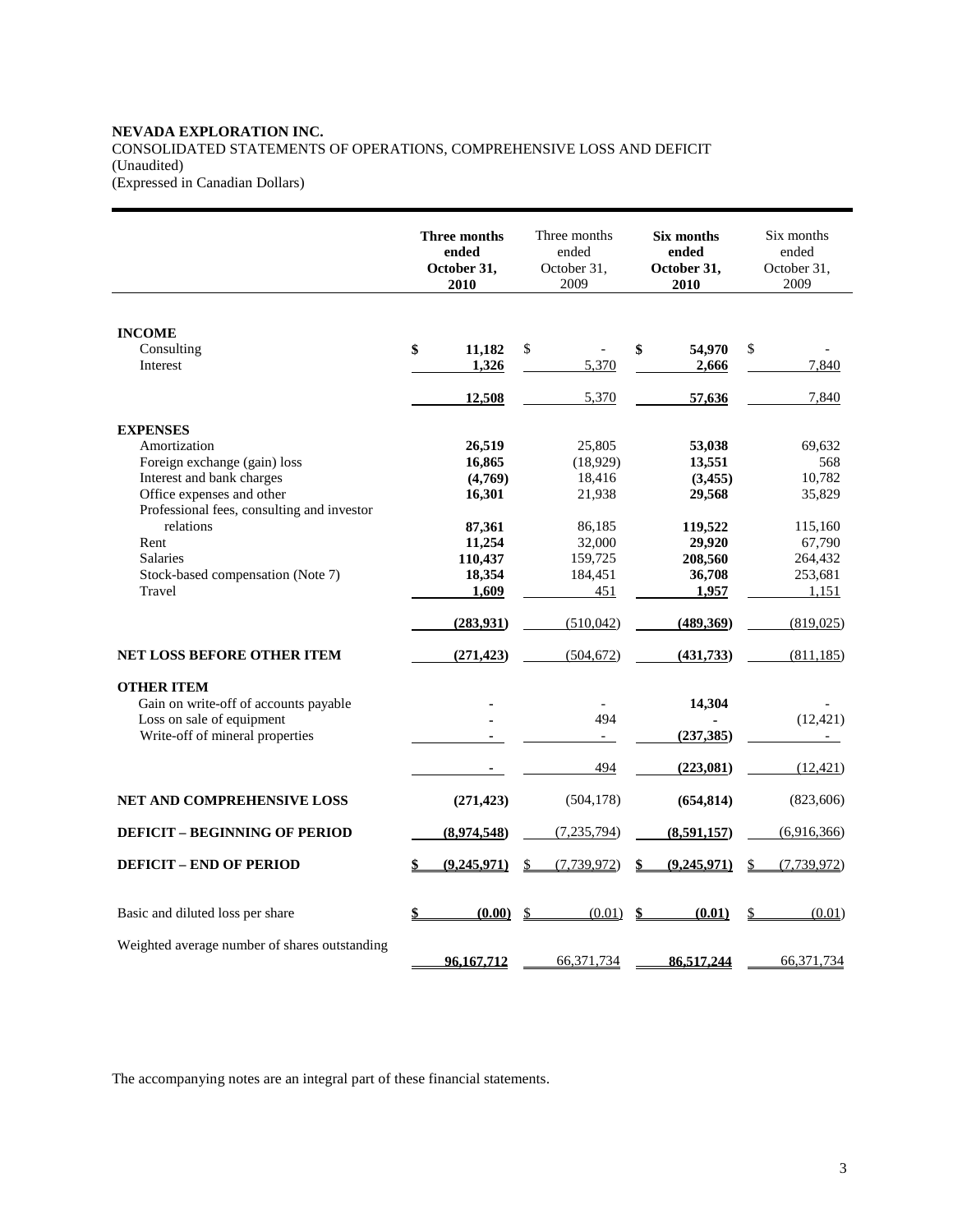**NEVADA EXPLORATION INC.**
CONSOLIDATED STATEMENTS OF OPERATIONS, COMPREHENSIVE LOSS AND DEFICIT
(Unaudited)
(Expressed in Canadian Dollars)

| | **Three months ended October 31, 2010** | Three months ended October 31, 2009 | **Six months ended October 31, 2010** | Six months ended October 31, 2009 |
|---|---|---|---|---|
| **INCOME** | | | | |
| Consulting | **$ 11,182** | $ - | **$ 54,970** | $ - |
| Interest | **1,326** | 5,370 | **2,666** | 7,840 |
| | **12,508** | 5,370 | **57,636** | 7,840 |
| **EXPENSES** | | | | |
| Amortization | **26,519** | 25,805 | **53,038** | 69,632 |
| Foreign exchange (gain) loss | **16,865** | (18,929) | **13,551** | 568 |
| Interest and bank charges | **(4,769)** | 18,416 | **(3,455)** | 10,782 |
| Office expenses and other | **16,301** | 21,938 | **29,568** | 35,829 |
| Professional fees, consulting and investor relations | **87,361** | 86,185 | **119,522** | 115,160 |
| Rent | **11,254** | 32,000 | **29,920** | 67,790 |
| Salaries | **110,437** | 159,725 | **208,560** | 264,432 |
| Stock-based compensation (Note 7) | **18,354** | 184,451 | **36,708** | 253,681 |
| Travel | **1,609** | 451 | **1,957** | 1,151 |
| | **(283,931)** | (510,042) | **(489,369)** | (819,025) |
| **NET LOSS BEFORE OTHER ITEM** | **(271,423)** | (504,672) | **(431,733)** | (811,185) |
| **OTHER ITEM** | | | | |
| Gain on write-off of accounts payable | **-** | - | **14,304** | - |
| Loss on sale of equipment | **-** | 494 | **-** | (12,421) |
| Write-off of mineral properties | **-** | - | **(237,385)** | - |
| | **-** | 494 | **(223,081)** | (12,421) |
| **NET AND COMPREHENSIVE LOSS** | **(271,423)** | (504,178) | **(654,814)** | (823,606) |
| **DEFICIT – BEGINNING OF PERIOD** | **(8,974,548)** | (7,235,794) | **(8,591,157)** | (6,916,366) |
| **DEFICIT – END OF PERIOD** | **$ (9,245,971)** | $ (7,739,972) | **$ (9,245,971)** | $ (7,739,972) |
| Basic and diluted loss per share | **$ (0.00)** | $ (0.01) | **$ (0.01)** | $ (0.01) |
| Weighted average number of shares outstanding | **96,167,712** | 66,371,734 | **86,517,244** | 66,371,734 |

The accompanying notes are an integral part of these financial statements.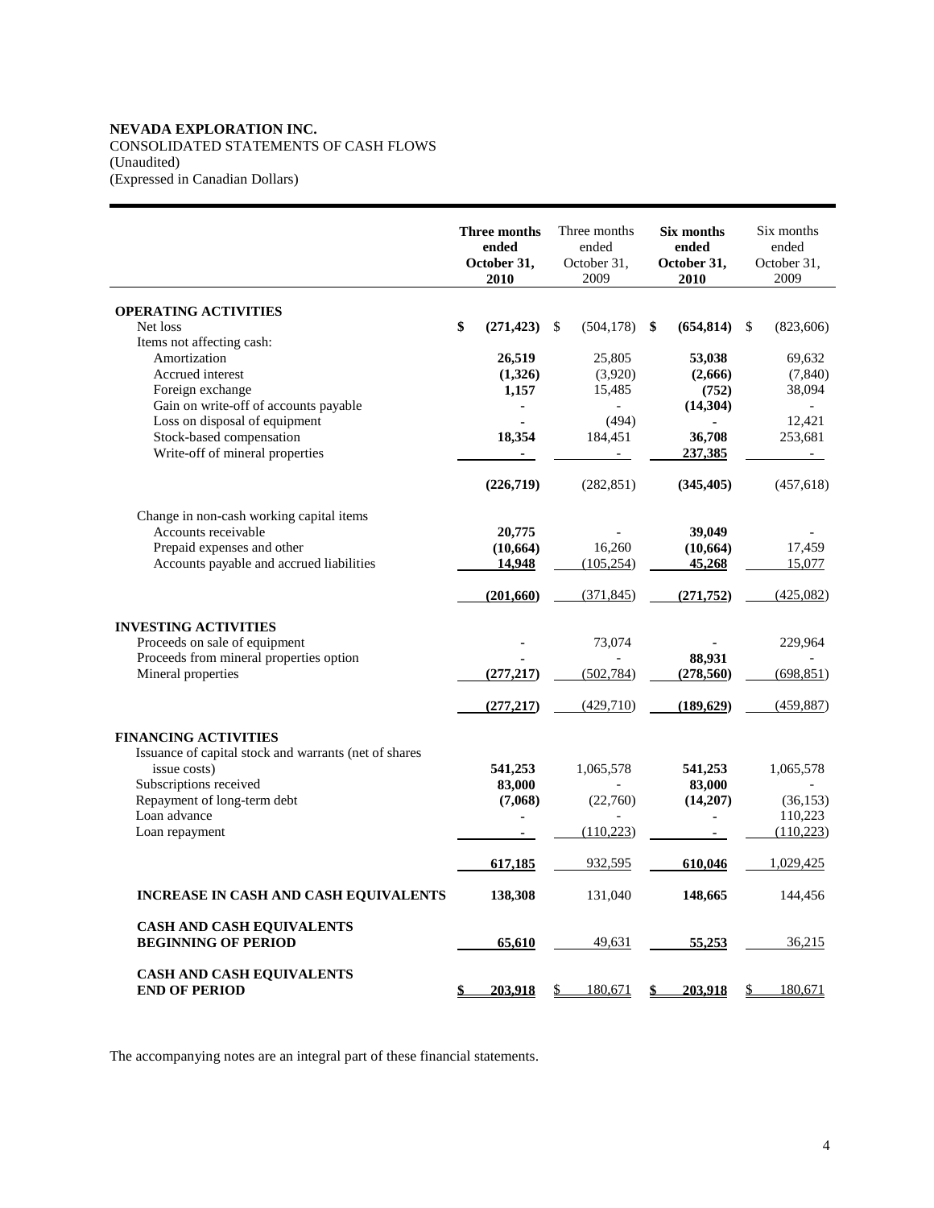**NEVADA EXPLORATION INC.**
CONSOLIDATED STATEMENTS OF CASH FLOWS
(Unaudited)
(Expressed in Canadian Dollars)

| | **Three months ended October 31, 2010** | Three months ended October 31, 2009 | **Six months ended October 31, 2010** | Six months ended October 31, 2009 |
|---|---|---|---|---|
| **OPERATING ACTIVITIES** | | | | |
| Net loss | **$ (271,423)** | $ (504,178) | **$ (654,814)** | $ (823,606) |
| Items not affecting cash: | | | | |
| Amortization | **26,519** | 25,805 | **53,038** | 69,632 |
| Accrued interest | **(1,326)** | (3,920) | **(2,666)** | (7,840) |
| Foreign exchange | **1,157** | 15,485 | **(752)** | 38,094 |
| Gain on write-off of accounts payable | **-** | - | **(14,304)** | - |
| Loss on disposal of equipment | **-** | (494) | **-** | 12,421 |
| Stock-based compensation | **18,354** | 184,451 | **36,708** | 253,681 |
| Write-off of mineral properties | **-** | - | **237,385** | - |
| | **(226,719)** | (282,851) | **(345,405)** | (457,618) |
| Change in non-cash working capital items | | | | |
| Accounts receivable | **20,775** | - | **39,049** | - |
| Prepaid expenses and other | **(10,664)** | 16,260 | **(10,664)** | 17,459 |
| Accounts payable and accrued liabilities | **14,948** | (105,254) | **45,268** | 15,077 |
| | **(201,660)** | (371,845) | **(271,752)** | (425,082) |
| **INVESTING ACTIVITIES** | | | | |
| Proceeds on sale of equipment | **-** | 73,074 | **-** | 229,964 |
| Proceeds from mineral properties option | **-** | - | **88,931** | - |
| Mineral properties | **(277,217)** | (502,784) | **(278,560)** | (698,851) |
| | **(277,217)** | (429,710) | **(189,629)** | (459,887) |
| **FINANCING ACTIVITIES** | | | | |
| Issuance of capital stock and warrants (net of shares issue costs) | **541,253** | 1,065,578 | **541,253** | 1,065,578 |
| Subscriptions received | **83,000** | - | **83,000** | - |
| Repayment of long-term debt | **(7,068)** | (22,760) | **(14,207)** | (36,153) |
| Loan advance | **-** | - | **-** | 110,223 |
| Loan repayment | **-** | (110,223) | **-** | (110,223) |
| | **617,185** | 932,595 | **610,046** | 1,029,425 |
| **INCREASE IN CASH AND CASH EQUIVALENTS** | **138,308** | 131,040 | **148,665** | 144,456 |
| **CASH AND CASH EQUIVALENTS BEGINNING OF PERIOD** | **65,610** | 49,631 | **55,253** | 36,215 |
| **CASH AND CASH EQUIVALENTS END OF PERIOD** | **$ 203,918** | $ 180,671 | **$ 203,918** | $ 180,671 |

The accompanying notes are an integral part of these financial statements.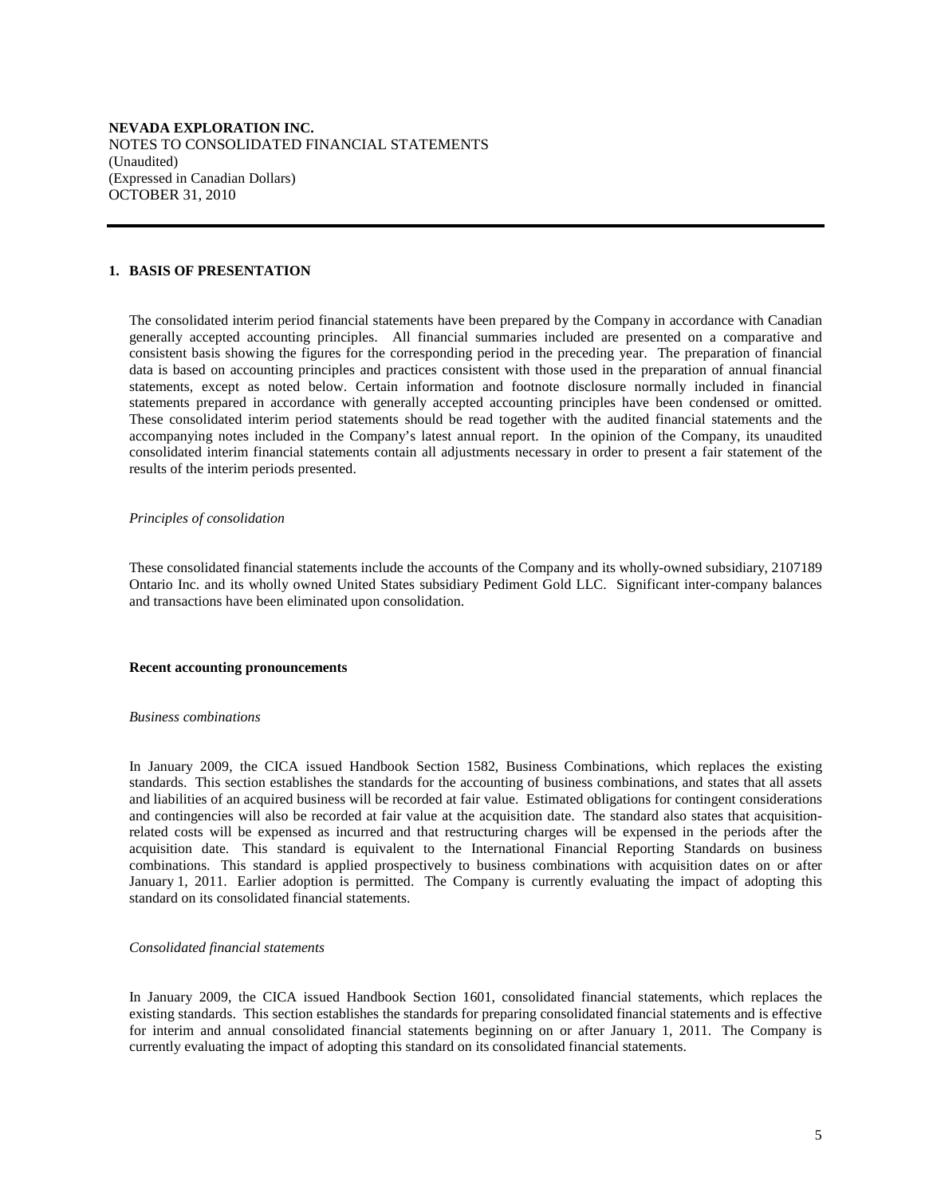**NEVADA EXPLORATION INC.**
NOTES TO CONSOLIDATED FINANCIAL STATEMENTS
(Unaudited)
(Expressed in Canadian Dollars)
OCTOBER 31, 2010

## 1. BASIS OF PRESENTATION

The consolidated interim period financial statements have been prepared by the Company in accordance with Canadian generally accepted accounting principles. All financial summaries included are presented on a comparative and consistent basis showing the figures for the corresponding period in the preceding year. The preparation of financial data is based on accounting principles and practices consistent with those used in the preparation of annual financial statements, except as noted below. Certain information and footnote disclosure normally included in financial statements prepared in accordance with generally accepted accounting principles have been condensed or omitted. These consolidated interim period statements should be read together with the audited financial statements and the accompanying notes included in the Company's latest annual report. In the opinion of the Company, its unaudited consolidated interim financial statements contain all adjustments necessary in order to present a fair statement of the results of the interim periods presented.

*Principles of consolidation*

These consolidated financial statements include the accounts of the Company and its wholly-owned subsidiary, 2107189 Ontario Inc. and its wholly owned United States subsidiary Pediment Gold LLC. Significant inter-company balances and transactions have been eliminated upon consolidation.

**Recent accounting pronouncements**

*Business combinations*

In January 2009, the CICA issued Handbook Section 1582, Business Combinations, which replaces the existing standards. This section establishes the standards for the accounting of business combinations, and states that all assets and liabilities of an acquired business will be recorded at fair value. Estimated obligations for contingent considerations and contingencies will also be recorded at fair value at the acquisition date. The standard also states that acquisition-related costs will be expensed as incurred and that restructuring charges will be expensed in the periods after the acquisition date. This standard is equivalent to the International Financial Reporting Standards on business combinations. This standard is applied prospectively to business combinations with acquisition dates on or after January 1, 2011. Earlier adoption is permitted. The Company is currently evaluating the impact of adopting this standard on its consolidated financial statements.

*Consolidated financial statements*

In January 2009, the CICA issued Handbook Section 1601, consolidated financial statements, which replaces the existing standards. This section establishes the standards for preparing consolidated financial statements and is effective for interim and annual consolidated financial statements beginning on or after January 1, 2011. The Company is currently evaluating the impact of adopting this standard on its consolidated financial statements.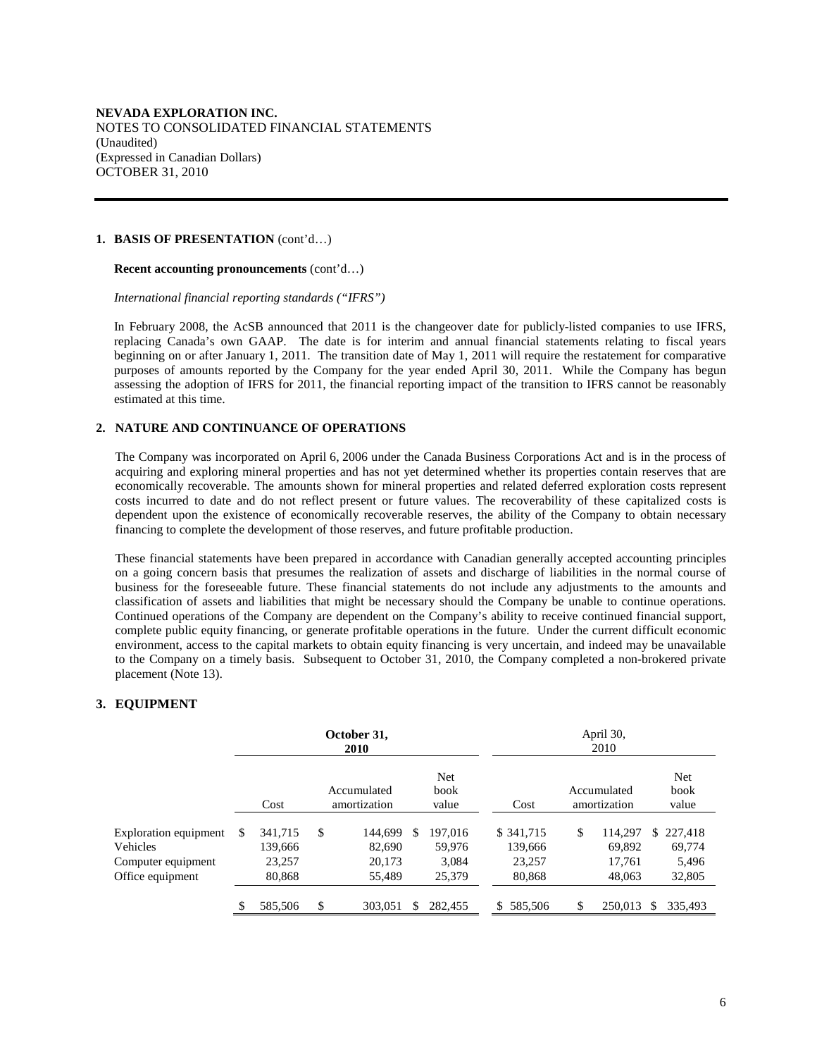**NEVADA EXPLORATION INC.**
NOTES TO CONSOLIDATED FINANCIAL STATEMENTS
(Unaudited)
(Expressed in Canadian Dollars)
OCTOBER 31, 2010

## 1. BASIS OF PRESENTATION (cont'd…)

**Recent accounting pronouncements** (cont'd…)

*International financial reporting standards ("IFRS")*

In February 2008, the AcSB announced that 2011 is the changeover date for publicly-listed companies to use IFRS, replacing Canada's own GAAP. The date is for interim and annual financial statements relating to fiscal years beginning on or after January 1, 2011. The transition date of May 1, 2011 will require the restatement for comparative purposes of amounts reported by the Company for the year ended April 30, 2011. While the Company has begun assessing the adoption of IFRS for 2011, the financial reporting impact of the transition to IFRS cannot be reasonably estimated at this time.

## 2. NATURE AND CONTINUANCE OF OPERATIONS

The Company was incorporated on April 6, 2006 under the Canada Business Corporations Act and is in the process of acquiring and exploring mineral properties and has not yet determined whether its properties contain reserves that are economically recoverable. The amounts shown for mineral properties and related deferred exploration costs represent costs incurred to date and do not reflect present or future values. The recoverability of these capitalized costs is dependent upon the existence of economically recoverable reserves, the ability of the Company to obtain necessary financing to complete the development of those reserves, and future profitable production.

These financial statements have been prepared in accordance with Canadian generally accepted accounting principles on a going concern basis that presumes the realization of assets and discharge of liabilities in the normal course of business for the foreseeable future. These financial statements do not include any adjustments to the amounts and classification of assets and liabilities that might be necessary should the Company be unable to continue operations. Continued operations of the Company are dependent on the Company's ability to receive continued financial support, complete public equity financing, or generate profitable operations in the future. Under the current difficult economic environment, access to the capital markets to obtain equity financing is very uncertain, and indeed may be unavailable to the Company on a timely basis. Subsequent to October 31, 2010, the Company completed a non-brokered private placement (Note 13).

## 3. EQUIPMENT

| | **October 31, 2010** | | | April 30, 2010 | | |
|---|---|---|---|---|---|---|
| | Cost | Accumulated amortization | Net book value | Cost | Accumulated amortization | Net book value |
| Exploration equipment | $ 341,715 | $ 144,699 | $ 197,016 | $ 341,715 | $ 114,297 | $ 227,418 |
| Vehicles | 139,666 | 82,690 | 59,976 | 139,666 | 69,892 | 69,774 |
| Computer equipment | 23,257 | 20,173 | 3,084 | 23,257 | 17,761 | 5,496 |
| Office equipment | 80,868 | 55,489 | 25,379 | 80,868 | 48,063 | 32,805 |
| | $ 585,506 | $ 303,051 | $ 282,455 | $ 585,506 | $ 250,013 | $ 335,493 |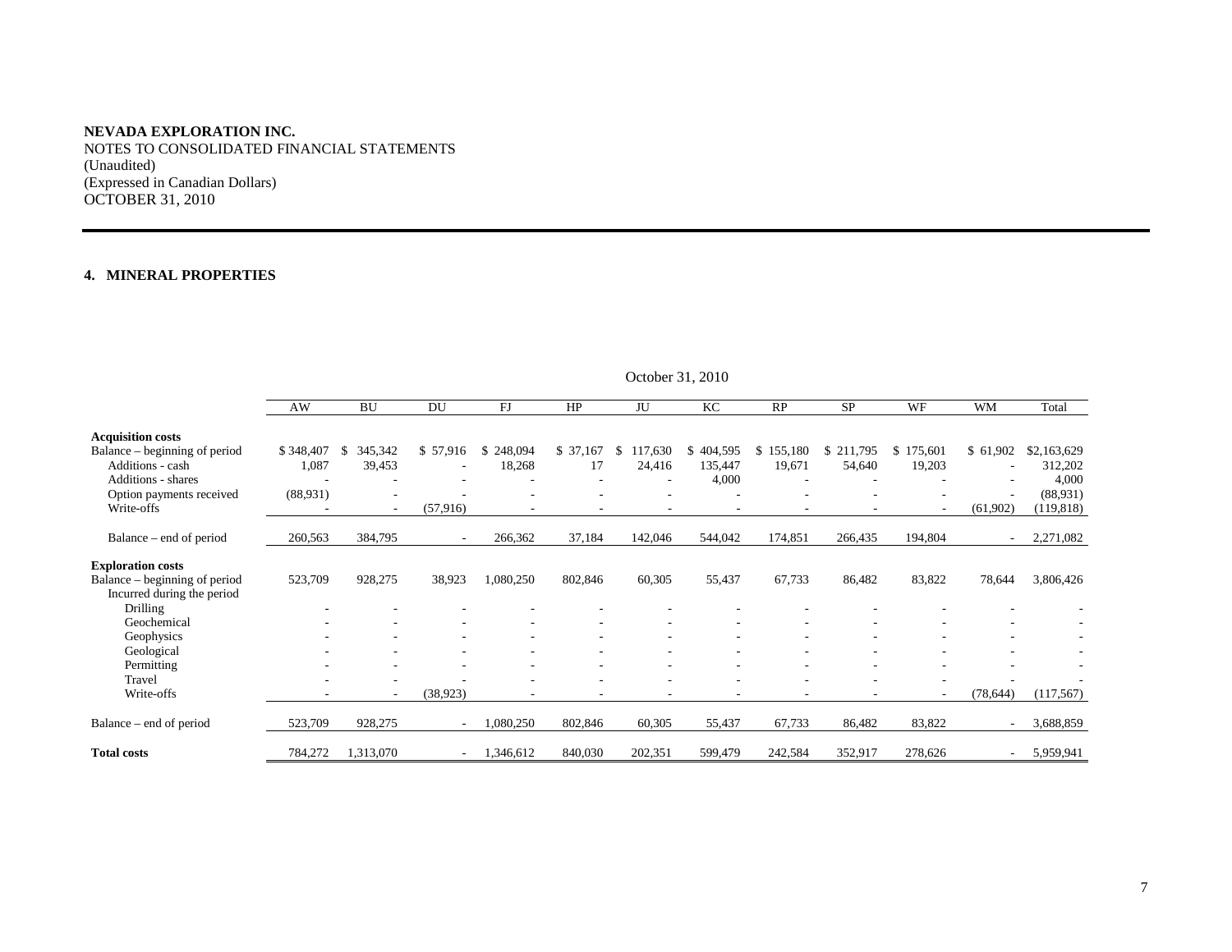**NEVADA EXPLORATION INC.**
NOTES TO CONSOLIDATED FINANCIAL STATEMENTS
(Unaudited)
(Expressed in Canadian Dollars)
OCTOBER 31, 2010

## 4. MINERAL PROPERTIES

| | October 31, 2010 | | | | | | | | | | | |
|---|---|---|---|---|---|---|---|---|---|---|---|---|
| | AW | BU | DU | FJ | HP | JU | KC | RP | SP | WF | WM | Total |
| **Acquisition costs** | | | | | | | | | | | | |
| Balance – beginning of period | $ 348,407 | $ 345,342 | $ 57,916 | $ 248,094 | $ 37,167 | $ 117,630 | $ 404,595 | $ 155,180 | $ 211,795 | $ 175,601 | $ 61,902 | $2,163,629 |
| Additions - cash | 1,087 | 39,453 | - | 18,268 | 17 | 24,416 | 135,447 | 19,671 | 54,640 | 19,203 | - | 312,202 |
| Additions - shares | - | - | - | - | - | - | 4,000 | - | - | - | - | 4,000 |
| Option payments received | (88,931) | - | - | - | - | - | - | - | - | - | - | (88,931) |
| Write-offs | - | - | (57,916) | - | - | - | - | - | - | - | (61,902) | (119,818) |
| Balance – end of period | 260,563 | 384,795 | - | 266,362 | 37,184 | 142,046 | 544,042 | 174,851 | 266,435 | 194,804 | - | 2,271,082 |
| **Exploration costs** | | | | | | | | | | | | |
| Balance – beginning of period | 523,709 | 928,275 | 38,923 | 1,080,250 | 802,846 | 60,305 | 55,437 | 67,733 | 86,482 | 83,822 | 78,644 | 3,806,426 |
| Incurred during the period | | | | | | | | | | | | |
| Drilling | - | - | - | - | - | - | - | - | - | - | - | - |
| Geochemical | - | - | - | - | - | - | - | - | - | - | - | - |
| Geophysics | - | - | - | - | - | - | - | - | - | - | - | - |
| Geological | - | - | - | - | - | - | - | - | - | - | - | - |
| Permitting | - | - | - | - | - | - | - | - | - | - | - | - |
| Travel | - | - | - | - | - | - | - | - | - | - | - | - |
| Write-offs | - | - | (38,923) | - | - | - | - | - | - | - | (78,644) | (117,567) |
| Balance – end of period | 523,709 | 928,275 | - | 1,080,250 | 802,846 | 60,305 | 55,437 | 67,733 | 86,482 | 83,822 | - | 3,688,859 |
| **Total costs** | 784,272 | 1,313,070 | - | 1,346,612 | 840,030 | 202,351 | 599,479 | 242,584 | 352,917 | 278,626 | - | 5,959,941 |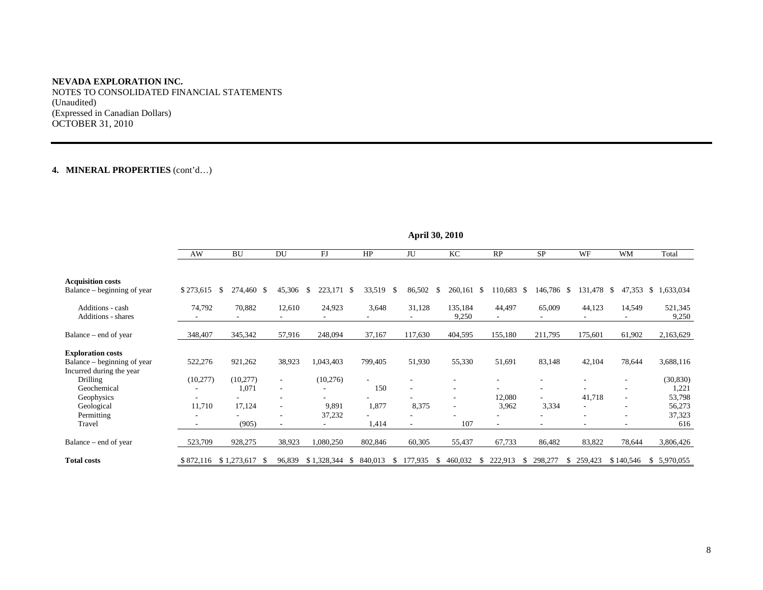**NEVADA EXPLORATION INC.**
NOTES TO CONSOLIDATED FINANCIAL STATEMENTS
(Unaudited)
(Expressed in Canadian Dollars)
OCTOBER 31, 2010

## 4. MINERAL PROPERTIES (cont'd…)

| | April 30, 2010 | | | | | | | | | | | |
|---|---|---|---|---|---|---|---|---|---|---|---|---|
| | AW | BU | DU | FJ | HP | JU | KC | RP | SP | WF | WM | Total |
| **Acquisition costs** | | | | | | | | | | | | |
| Balance – beginning of year | $ 273,615 | $ 274,460 | $ 45,306 | $ 223,171 | $ 33,519 | $ 86,502 | $ 260,161 | $ 110,683 | $ 146,786 | $ 131,478 | $ 47,353 | $ 1,633,034 |
| Additions - cash | 74,792 | 70,882 | 12,610 | 24,923 | 3,648 | 31,128 | 135,184 | 44,497 | 65,009 | 44,123 | 14,549 | 521,345 |
| Additions - shares | - | - | - | - | - | - | 9,250 | - | - | - | - | 9,250 |
| Balance – end of year | 348,407 | 345,342 | 57,916 | 248,094 | 37,167 | 117,630 | 404,595 | 155,180 | 211,795 | 175,601 | 61,902 | 2,163,629 |
| **Exploration costs** | | | | | | | | | | | | |
| Balance – beginning of year | 522,276 | 921,262 | 38,923 | 1,043,403 | 799,405 | 51,930 | 55,330 | 51,691 | 83,148 | 42,104 | 78,644 | 3,688,116 |
| Incurred during the year | | | | | | | | | | | | |
| Drilling | (10,277) | (10,277) | - | (10,276) | - | - | - | - | - | - | - | (30,830) |
| Geochemical | - | 1,071 | - | - | 150 | - | - | - | - | - | - | 1,221 |
| Geophysics | - | - | - | - | - | - | - | 12,080 | - | 41,718 | - | 53,798 |
| Geological | 11,710 | 17,124 | - | 9,891 | 1,877 | 8,375 | - | 3,962 | 3,334 | - | - | 56,273 |
| Permitting | - | - | - | 37,232 | - | - | - | - | - | - | - | 37,323 |
| Travel | - | (905) | - | - | 1,414 | - | 107 | - | - | - | - | 616 |
| Balance – end of year | 523,709 | 928,275 | 38,923 | 1,080,250 | 802,846 | 60,305 | 55,437 | 67,733 | 86,482 | 83,822 | 78,644 | 3,806,426 |
| **Total costs** | $ 872,116 | $ 1,273,617 | $ 96,839 | $ 1,328,344 | $ 840,013 | $ 177,935 | $ 460,032 | $ 222,913 | $ 298,277 | $ 259,423 | $ 140,546 | $ 5,970,055 |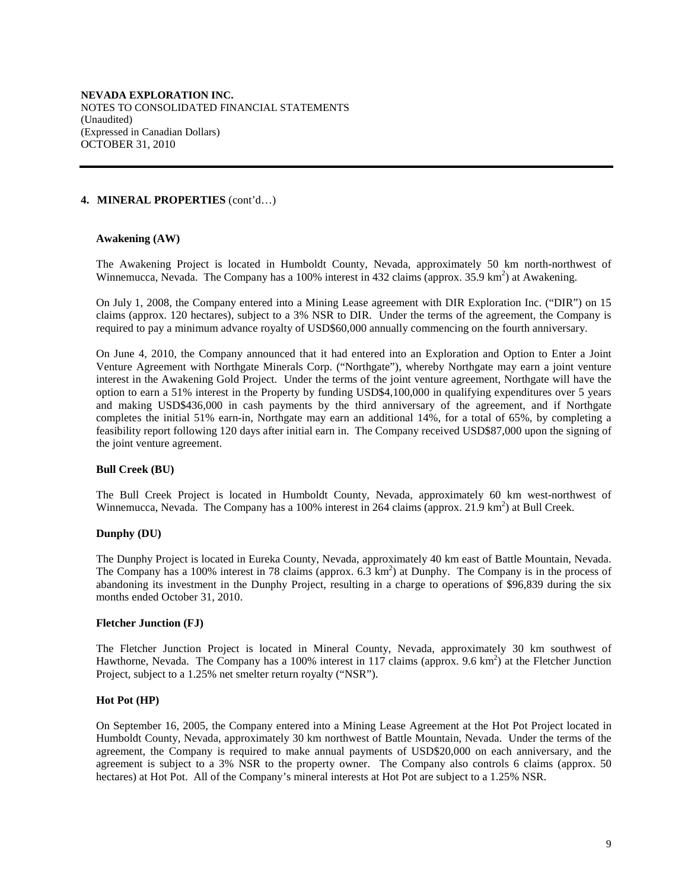**NEVADA EXPLORATION INC.**
NOTES TO CONSOLIDATED FINANCIAL STATEMENTS
(Unaudited)
(Expressed in Canadian Dollars)
OCTOBER 31, 2010

## 4. MINERAL PROPERTIES (cont'd…)

### Awakening (AW)

The Awakening Project is located in Humboldt County, Nevada, approximately 50 km north-northwest of Winnemucca, Nevada. The Company has a 100% interest in 432 claims (approx. 35.9 km$^2$) at Awakening.

On July 1, 2008, the Company entered into a Mining Lease agreement with DIR Exploration Inc. ("DIR") on 15 claims (approx. 120 hectares), subject to a 3% NSR to DIR. Under the terms of the agreement, the Company is required to pay a minimum advance royalty of USD$60,000 annually commencing on the fourth anniversary.

On June 4, 2010, the Company announced that it had entered into an Exploration and Option to Enter a Joint Venture Agreement with Northgate Minerals Corp. ("Northgate"), whereby Northgate may earn a joint venture interest in the Awakening Gold Project. Under the terms of the joint venture agreement, Northgate will have the option to earn a 51% interest in the Property by funding USD$4,100,000 in qualifying expenditures over 5 years and making USD$436,000 in cash payments by the third anniversary of the agreement, and if Northgate completes the initial 51% earn-in, Northgate may earn an additional 14%, for a total of 65%, by completing a feasibility report following 120 days after initial earn in. The Company received USD$87,000 upon the signing of the joint venture agreement.

### Bull Creek (BU)

The Bull Creek Project is located in Humboldt County, Nevada, approximately 60 km west-northwest of Winnemucca, Nevada. The Company has a 100% interest in 264 claims (approx. 21.9 km$^2$) at Bull Creek.

### Dunphy (DU)

The Dunphy Project is located in Eureka County, Nevada, approximately 40 km east of Battle Mountain, Nevada. The Company has a 100% interest in 78 claims (approx. 6.3 km$^2$) at Dunphy. The Company is in the process of abandoning its investment in the Dunphy Project, resulting in a charge to operations of $96,839 during the six months ended October 31, 2010.

### Fletcher Junction (FJ)

The Fletcher Junction Project is located in Mineral County, Nevada, approximately 30 km southwest of Hawthorne, Nevada. The Company has a 100% interest in 117 claims (approx. 9.6 km$^2$) at the Fletcher Junction Project, subject to a 1.25% net smelter return royalty ("NSR").

### Hot Pot (HP)

On September 16, 2005, the Company entered into a Mining Lease Agreement at the Hot Pot Project located in Humboldt County, Nevada, approximately 30 km northwest of Battle Mountain, Nevada. Under the terms of the agreement, the Company is required to make annual payments of USD$20,000 on each anniversary, and the agreement is subject to a 3% NSR to the property owner. The Company also controls 6 claims (approx. 50 hectares) at Hot Pot. All of the Company's mineral interests at Hot Pot are subject to a 1.25% NSR.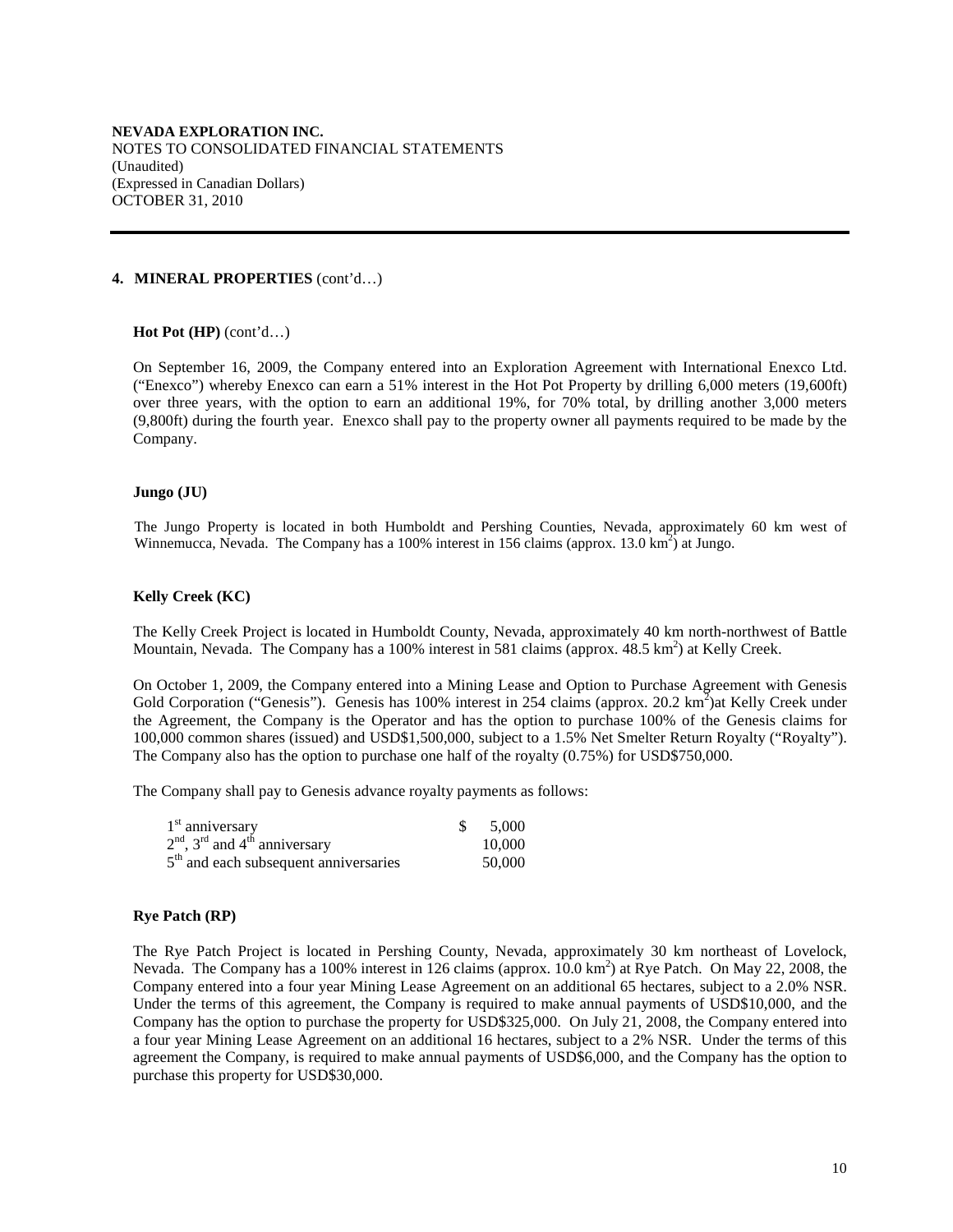**NEVADA EXPLORATION INC.**
NOTES TO CONSOLIDATED FINANCIAL STATEMENTS
(Unaudited)
(Expressed in Canadian Dollars)
OCTOBER 31, 2010

## 4. MINERAL PROPERTIES (cont'd…)

### Hot Pot (HP) (cont'd…)

On September 16, 2009, the Company entered into an Exploration Agreement with International Enexco Ltd. ("Enexco") whereby Enexco can earn a 51% interest in the Hot Pot Property by drilling 6,000 meters (19,600ft) over three years, with the option to earn an additional 19%, for 70% total, by drilling another 3,000 meters (9,800ft) during the fourth year. Enexco shall pay to the property owner all payments required to be made by the Company.

### Jungo (JU)

The Jungo Property is located in both Humboldt and Pershing Counties, Nevada, approximately 60 km west of Winnemucca, Nevada. The Company has a 100% interest in 156 claims (approx. 13.0 $km^2$) at Jungo.

### Kelly Creek (KC)

The Kelly Creek Project is located in Humboldt County, Nevada, approximately 40 km north-northwest of Battle Mountain, Nevada. The Company has a 100% interest in 581 claims (approx. 48.5 $km^2$) at Kelly Creek.

On October 1, 2009, the Company entered into a Mining Lease and Option to Purchase Agreement with Genesis Gold Corporation ("Genesis"). Genesis has 100% interest in 254 claims (approx. 20.2 $km^2$)at Kelly Creek under the Agreement, the Company is the Operator and has the option to purchase 100% of the Genesis claims for 100,000 common shares (issued) and USD$1,500,000, subject to a 1.5% Net Smelter Return Royalty ("Royalty"). The Company also has the option to purchase one half of the royalty (0.75%) for USD$750,000.

The Company shall pay to Genesis advance royalty payments as follows:

| | |
|---|---|
| 1st anniversary | $ 5,000 |
| 2nd, 3rd and 4th anniversary | 10,000 |
| 5th and each subsequent anniversaries | 50,000 |

### Rye Patch (RP)

The Rye Patch Project is located in Pershing County, Nevada, approximately 30 km northeast of Lovelock, Nevada. The Company has a 100% interest in 126 claims (approx. 10.0 $km^2$) at Rye Patch. On May 22, 2008, the Company entered into a four year Mining Lease Agreement on an additional 65 hectares, subject to a 2.0% NSR. Under the terms of this agreement, the Company is required to make annual payments of USD$10,000, and the Company has the option to purchase the property for USD$325,000. On July 21, 2008, the Company entered into a four year Mining Lease Agreement on an additional 16 hectares, subject to a 2% NSR. Under the terms of this agreement the Company, is required to make annual payments of USD$6,000, and the Company has the option to purchase this property for USD$30,000.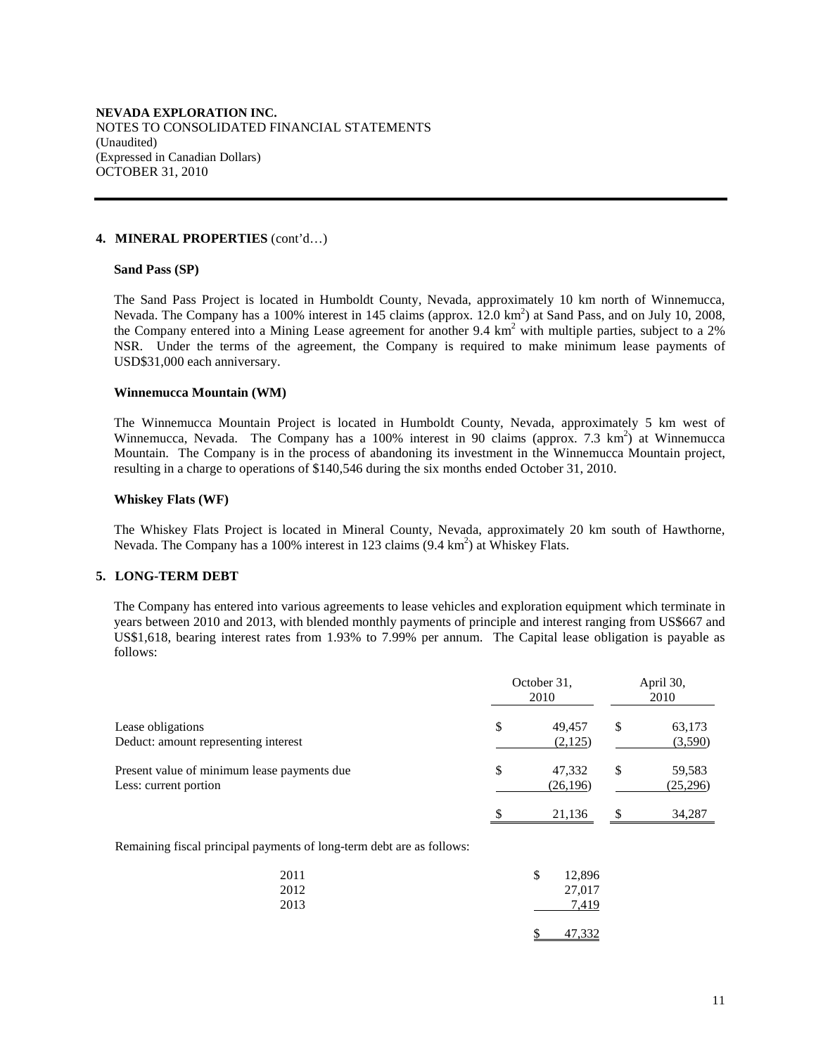**NEVADA EXPLORATION INC.**
NOTES TO CONSOLIDATED FINANCIAL STATEMENTS
(Unaudited)
(Expressed in Canadian Dollars)
OCTOBER 31, 2010

## 4. MINERAL PROPERTIES (cont'd…)

### Sand Pass (SP)

The Sand Pass Project is located in Humboldt County, Nevada, approximately 10 km north of Winnemucca, Nevada. The Company has a 100% interest in 145 claims (approx. 12.0 km$^2$) at Sand Pass, and on July 10, 2008, the Company entered into a Mining Lease agreement for another 9.4 km$^2$ with multiple parties, subject to a 2% NSR. Under the terms of the agreement, the Company is required to make minimum lease payments of USD$31,000 each anniversary.

### Winnemucca Mountain (WM)

The Winnemucca Mountain Project is located in Humboldt County, Nevada, approximately 5 km west of Winnemucca, Nevada. The Company has a 100% interest in 90 claims (approx. 7.3 km$^2$) at Winnemucca Mountain. The Company is in the process of abandoning its investment in the Winnemucca Mountain project, resulting in a charge to operations of $140,546 during the six months ended October 31, 2010.

### Whiskey Flats (WF)

The Whiskey Flats Project is located in Mineral County, Nevada, approximately 20 km south of Hawthorne, Nevada. The Company has a 100% interest in 123 claims (9.4 km$^2$) at Whiskey Flats.

## 5. LONG-TERM DEBT

The Company has entered into various agreements to lease vehicles and exploration equipment which terminate in years between 2010 and 2013, with blended monthly payments of principle and interest ranging from US$667 and US$1,618, bearing interest rates from 1.93% to 7.99% per annum. The Capital lease obligation is payable as follows:

| | October 31, 2010 | April 30, 2010 |
|---|---|---|
| Lease obligations | $ 49,457 | $ 63,173 |
| Deduct: amount representing interest | (2,125) | (3,590) |
| Present value of minimum lease payments due | $ 47,332 | $ 59,583 |
| Less: current portion | (26,196) | (25,296) |
| | $ 21,136 | $ 34,287 |

Remaining fiscal principal payments of long-term debt are as follows:

| | |
|---|---|
| 2011 | $ 12,896 |
| 2012 | 27,017 |
| 2013 | 7,419 |
| | $ 47,332 |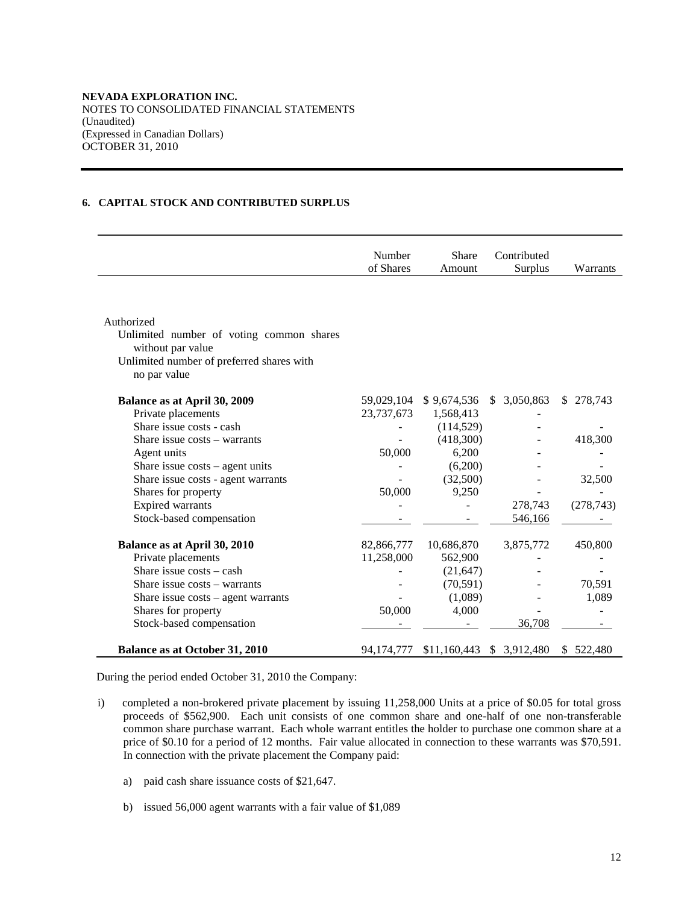**NEVADA EXPLORATION INC.**
NOTES TO CONSOLIDATED FINANCIAL STATEMENTS
(Unaudited)
(Expressed in Canadian Dollars)
OCTOBER 31, 2010

## 6. CAPITAL STOCK AND CONTRIBUTED SURPLUS

| | Number of Shares | Share Amount | Contributed Surplus | Warrants |
|---|---|---|---|---|
| Authorized | | | | |
| Unlimited number of voting common shares without par value | | | | |
| Unlimited number of preferred shares with no par value | | | | |
| **Balance as at April 30, 2009** | 59,029,104 | $ 9,674,536 | $ 3,050,863 | $ 278,743 |
| Private placements | 23,737,673 | 1,568,413 | - | |
| Share issue costs - cash | - | (114,529) | - | - |
| Share issue costs – warrants | - | (418,300) | - | 418,300 |
| Agent units | 50,000 | 6,200 | - | - |
| Share issue costs – agent units | - | (6,200) | - | - |
| Share issue costs - agent warrants | - | (32,500) | - | 32,500 |
| Shares for property | 50,000 | 9,250 | - | - |
| Expired warrants | - | - | 278,743 | (278,743) |
| Stock-based compensation | - | - | 546,166 | - |
| **Balance as at April 30, 2010** | 82,866,777 | 10,686,870 | 3,875,772 | 450,800 |
| Private placements | 11,258,000 | 562,900 | - | - |
| Share issue costs – cash | - | (21,647) | - | - |
| Share issue costs – warrants | - | (70,591) | - | 70,591 |
| Share issue costs – agent warrants | - | (1,089) | - | 1,089 |
| Shares for property | 50,000 | 4,000 | - | - |
| Stock-based compensation | - | - | 36,708 | - |
| **Balance as at October 31, 2010** | 94,174,777 | $11,160,443 | $ 3,912,480 | $ 522,480 |

During the period ended October 31, 2010 the Company:

i) completed a non-brokered private placement by issuing 11,258,000 Units at a price of $0.05 for total gross proceeds of $562,900. Each unit consists of one common share and one-half of one non-transferable common share purchase warrant. Each whole warrant entitles the holder to purchase one common share at a price of $0.10 for a period of 12 months. Fair value allocated in connection to these warrants was $70,591. In connection with the private placement the Company paid:

   a) paid cash share issuance costs of $21,647.

   b) issued 56,000 agent warrants with a fair value of $1,089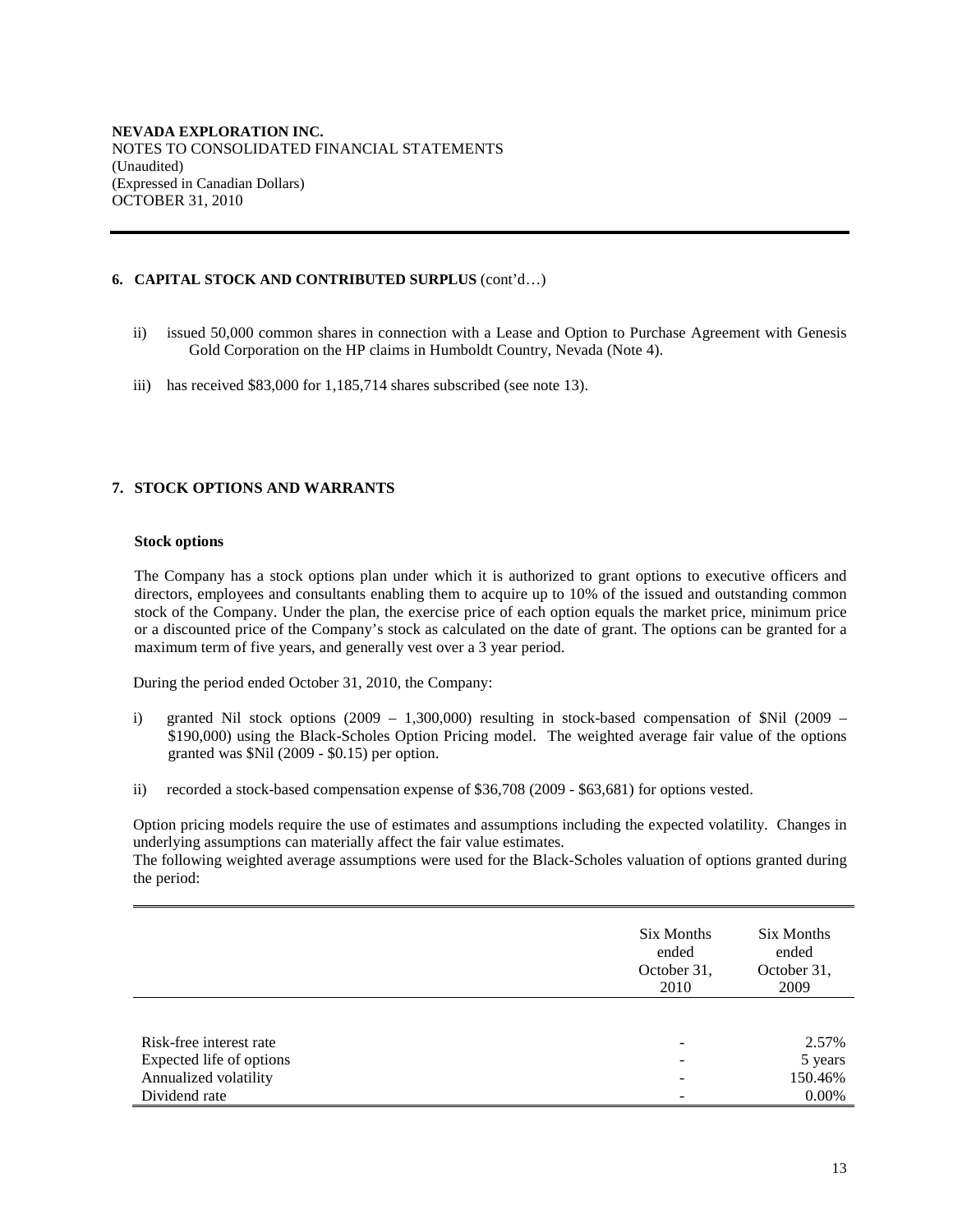**NEVADA EXPLORATION INC.**
NOTES TO CONSOLIDATED FINANCIAL STATEMENTS
(Unaudited)
(Expressed in Canadian Dollars)
OCTOBER 31, 2010

## 6. CAPITAL STOCK AND CONTRIBUTED SURPLUS (cont'd…)

ii) issued 50,000 common shares in connection with a Lease and Option to Purchase Agreement with Genesis Gold Corporation on the HP claims in Humboldt Country, Nevada (Note 4).

iii) has received $83,000 for 1,185,714 shares subscribed (see note 13).

## 7. STOCK OPTIONS AND WARRANTS

### Stock options

The Company has a stock options plan under which it is authorized to grant options to executive officers and directors, employees and consultants enabling them to acquire up to 10% of the issued and outstanding common stock of the Company. Under the plan, the exercise price of each option equals the market price, minimum price or a discounted price of the Company's stock as calculated on the date of grant. The options can be granted for a maximum term of five years, and generally vest over a 3 year period.

During the period ended October 31, 2010, the Company:

i) granted Nil stock options (2009 – 1,300,000) resulting in stock-based compensation of $Nil (2009 – $190,000) using the Black-Scholes Option Pricing model. The weighted average fair value of the options granted was $Nil (2009 - $0.15) per option.

ii) recorded a stock-based compensation expense of $36,708 (2009 - $63,681) for options vested.

Option pricing models require the use of estimates and assumptions including the expected volatility. Changes in underlying assumptions can materially affect the fair value estimates.
The following weighted average assumptions were used for the Black-Scholes valuation of options granted during the period:

| | Six Months ended October 31, 2010 | Six Months ended October 31, 2009 |
|---|---|---|
| Risk-free interest rate | - | 2.57% |
| Expected life of options | - | 5 years |
| Annualized volatility | - | 150.46% |
| Dividend rate | - | 0.00% |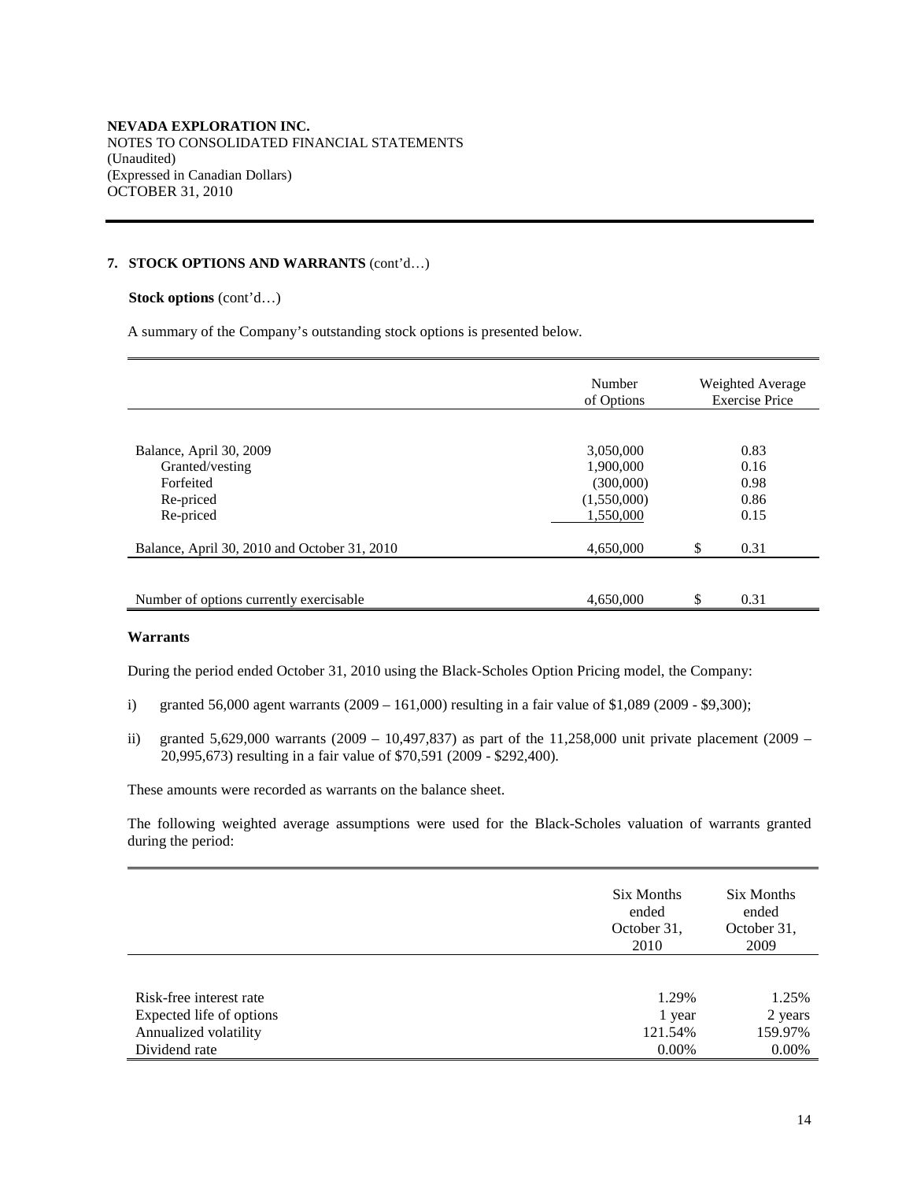**NEVADA EXPLORATION INC.**
NOTES TO CONSOLIDATED FINANCIAL STATEMENTS
(Unaudited)
(Expressed in Canadian Dollars)
OCTOBER 31, 2010

## 7. STOCK OPTIONS AND WARRANTS (cont'd…)

**Stock options** (cont'd…)

A summary of the Company's outstanding stock options is presented below.

| | Number of Options | Weighted Average Exercise Price |
|---|---|---|
| Balance, April 30, 2009 | 3,050,000 | 0.83 |
| Granted/vesting | 1,900,000 | 0.16 |
| Forfeited | (300,000) | 0.98 |
| Re-priced | (1,550,000) | 0.86 |
| Re-priced | 1,550,000 | 0.15 |
| Balance, April 30, 2010 and October 31, 2010 | 4,650,000 | $ 0.31 |
| Number of options currently exercisable | 4,650,000 | $ 0.31 |

**Warrants**

During the period ended October 31, 2010 using the Black-Scholes Option Pricing model, the Company:

i) granted 56,000 agent warrants (2009 – 161,000) resulting in a fair value of $1,089 (2009 - $9,300);

ii) granted 5,629,000 warrants (2009 – 10,497,837) as part of the 11,258,000 unit private placement (2009 – 20,995,673) resulting in a fair value of $70,591 (2009 - $292,400).

These amounts were recorded as warrants on the balance sheet.

The following weighted average assumptions were used for the Black-Scholes valuation of warrants granted during the period:

| | Six Months ended October 31, 2010 | Six Months ended October 31, 2009 |
|---|---|---|
| Risk-free interest rate | 1.29% | 1.25% |
| Expected life of options | 1 year | 2 years |
| Annualized volatility | 121.54% | 159.97% |
| Dividend rate | 0.00% | 0.00% |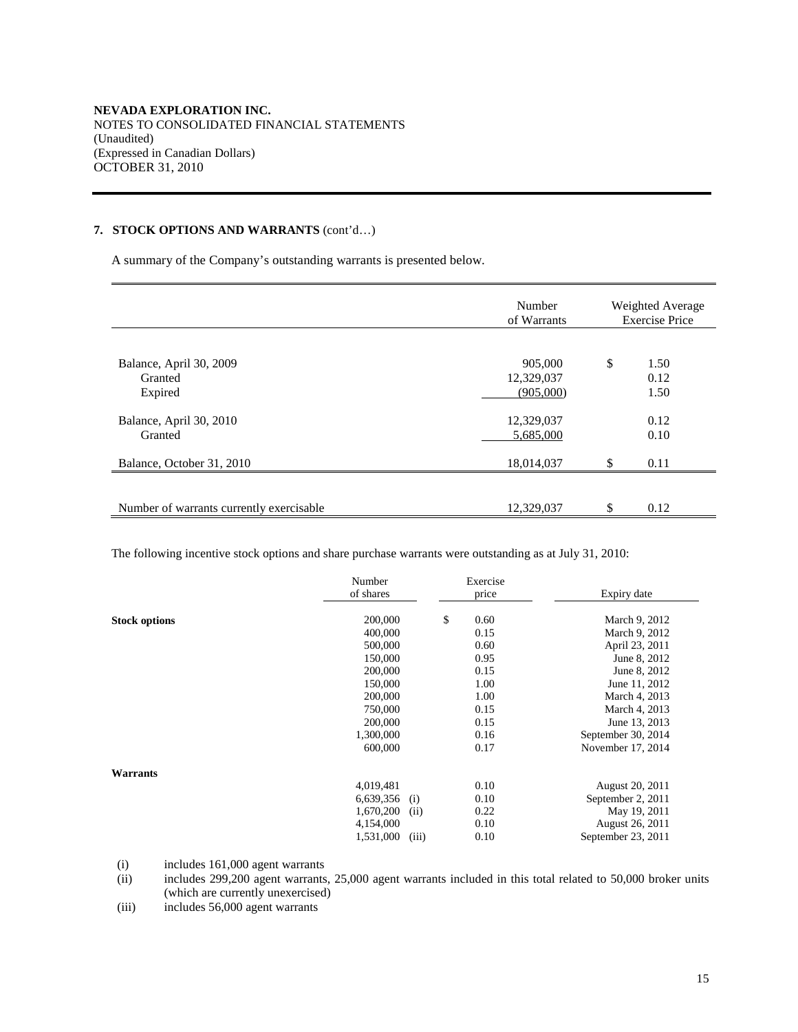**NEVADA EXPLORATION INC.**
NOTES TO CONSOLIDATED FINANCIAL STATEMENTS
(Unaudited)
(Expressed in Canadian Dollars)
OCTOBER 31, 2010

## 7. STOCK OPTIONS AND WARRANTS (cont'd…)

A summary of the Company's outstanding warrants is presented below.

| | Number of Warrants | Weighted Average Exercise Price |
|---|---|---|
| Balance, April 30, 2009 | 905,000 | $ 1.50 |
| Granted | 12,329,037 | 0.12 |
| Expired | (905,000) | 1.50 |
| Balance, April 30, 2010 | 12,329,037 | 0.12 |
| Granted | 5,685,000 | 0.10 |
| Balance, October 31, 2010 | 18,014,037 | $ 0.11 |
| Number of warrants currently exercisable | 12,329,037 | $ 0.12 |

The following incentive stock options and share purchase warrants were outstanding as at July 31, 2010:

| | Number of shares | Exercise price | Expiry date |
|---|---|---|---|
| **Stock options** | 200,000 | $ 0.60 | March 9, 2012 |
| | 400,000 | 0.15 | March 9, 2012 |
| | 500,000 | 0.60 | April 23, 2011 |
| | 150,000 | 0.95 | June 8, 2012 |
| | 200,000 | 0.15 | June 8, 2012 |
| | 150,000 | 1.00 | June 11, 2012 |
| | 200,000 | 1.00 | March 4, 2013 |
| | 750,000 | 0.15 | March 4, 2013 |
| | 200,000 | 0.15 | June 13, 2013 |
| | 1,300,000 | 0.16 | September 30, 2014 |
| | 600,000 | 0.17 | November 17, 2014 |
| **Warrants** | | | |
| | 4,019,481 | 0.10 | August 20, 2011 |
| | 6,639,356 (i) | 0.10 | September 2, 2011 |
| | 1,670,200 (ii) | 0.22 | May 19, 2011 |
| | 4,154,000 | 0.10 | August 26, 2011 |
| | 1,531,000 (iii) | 0.10 | September 23, 2011 |

(i) includes 161,000 agent warrants
(ii) includes 299,200 agent warrants, 25,000 agent warrants included in this total related to 50,000 broker units (which are currently unexercised)
(iii) includes 56,000 agent warrants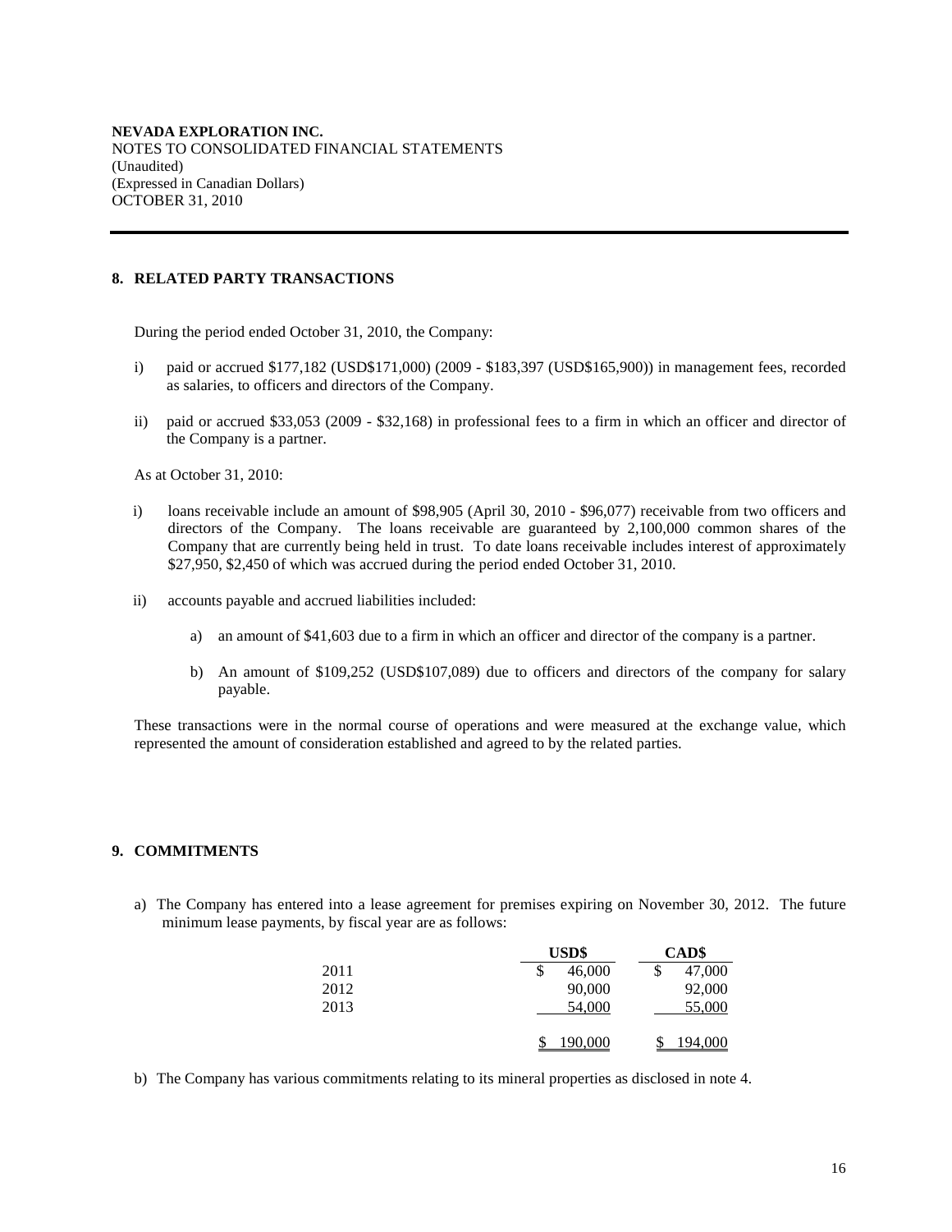**NEVADA EXPLORATION INC.**
NOTES TO CONSOLIDATED FINANCIAL STATEMENTS
(Unaudited)
(Expressed in Canadian Dollars)
OCTOBER 31, 2010

## 8. RELATED PARTY TRANSACTIONS

During the period ended October 31, 2010, the Company:

i) paid or accrued $177,182 (USD$171,000) (2009 - $183,397 (USD$165,900)) in management fees, recorded as salaries, to officers and directors of the Company.

ii) paid or accrued $33,053 (2009 - $32,168) in professional fees to a firm in which an officer and director of the Company is a partner.

As at October 31, 2010:

i) loans receivable include an amount of $98,905 (April 30, 2010 - $96,077) receivable from two officers and directors of the Company. The loans receivable are guaranteed by 2,100,000 common shares of the Company that are currently being held in trust. To date loans receivable includes interest of approximately $27,950, $2,450 of which was accrued during the period ended October 31, 2010.

ii) accounts payable and accrued liabilities included:

   a) an amount of $41,603 due to a firm in which an officer and director of the company is a partner.

   b) An amount of $109,252 (USD$107,089) due to officers and directors of the company for salary payable.

These transactions were in the normal course of operations and were measured at the exchange value, which represented the amount of consideration established and agreed to by the related parties.

## 9. COMMITMENTS

a) The Company has entered into a lease agreement for premises expiring on November 30, 2012. The future minimum lease payments, by fiscal year are as follows:

| | USD$ | CAD$ |
|---|---|---|
| 2011 | $ 46,000 | $ 47,000 |
| 2012 | 90,000 | 92,000 |
| 2013 | 54,000 | 55,000 |
| | $ 190,000 | $ 194,000 |

b) The Company has various commitments relating to its mineral properties as disclosed in note 4.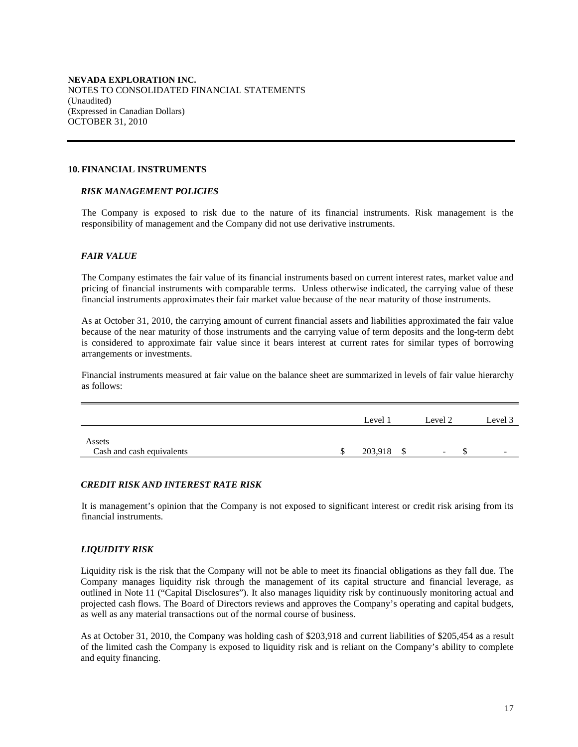**NEVADA EXPLORATION INC.**
NOTES TO CONSOLIDATED FINANCIAL STATEMENTS
(Unaudited)
(Expressed in Canadian Dollars)
OCTOBER 31, 2010

## 10. FINANCIAL INSTRUMENTS

### *RISK MANAGEMENT POLICIES*

The Company is exposed to risk due to the nature of its financial instruments. Risk management is the responsibility of management and the Company did not use derivative instruments.

### *FAIR VALUE*

The Company estimates the fair value of its financial instruments based on current interest rates, market value and pricing of financial instruments with comparable terms. Unless otherwise indicated, the carrying value of these financial instruments approximates their fair market value because of the near maturity of those instruments.

As at October 31, 2010, the carrying amount of current financial assets and liabilities approximated the fair value because of the near maturity of those instruments and the carrying value of term deposits and the long-term debt is considered to approximate fair value since it bears interest at current rates for similar types of borrowing arrangements or investments.

Financial instruments measured at fair value on the balance sheet are summarized in levels of fair value hierarchy as follows:

| | Level 1 | Level 2 | Level 3 |
|---|---|---|---|
| Assets | | | |
| Cash and cash equivalents | $ 203,918 | $ - | $ - |

### *CREDIT RISK AND INTEREST RATE RISK*

It is management's opinion that the Company is not exposed to significant interest or credit risk arising from its financial instruments.

### *LIQUIDITY RISK*

Liquidity risk is the risk that the Company will not be able to meet its financial obligations as they fall due. The Company manages liquidity risk through the management of its capital structure and financial leverage, as outlined in Note 11 ("Capital Disclosures"). It also manages liquidity risk by continuously monitoring actual and projected cash flows. The Board of Directors reviews and approves the Company's operating and capital budgets, as well as any material transactions out of the normal course of business.

As at October 31, 2010, the Company was holding cash of $203,918 and current liabilities of $205,454 as a result of the limited cash the Company is exposed to liquidity risk and is reliant on the Company's ability to complete and equity financing.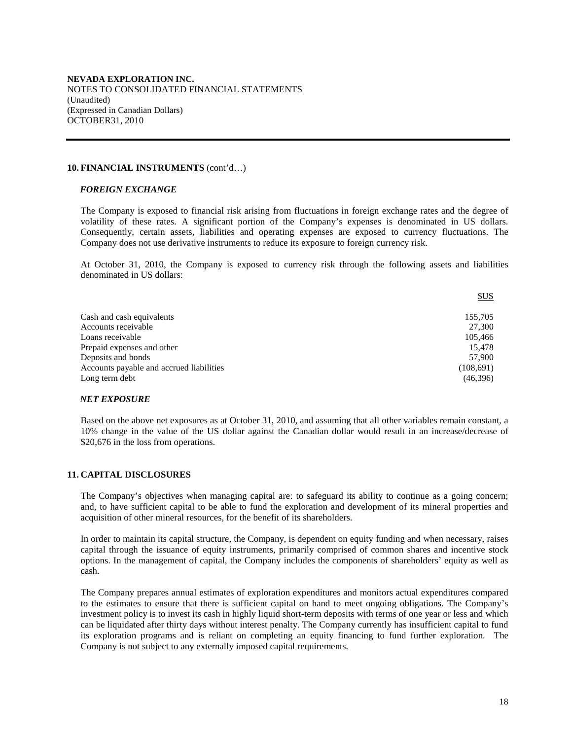**NEVADA EXPLORATION INC.**
NOTES TO CONSOLIDATED FINANCIAL STATEMENTS
(Unaudited)
(Expressed in Canadian Dollars)
OCTOBER31, 2010

## 10. FINANCIAL INSTRUMENTS (cont'd…)

### *FOREIGN EXCHANGE*

The Company is exposed to financial risk arising from fluctuations in foreign exchange rates and the degree of volatility of these rates. A significant portion of the Company's expenses is denominated in US dollars. Consequently, certain assets, liabilities and operating expenses are exposed to currency fluctuations. The Company does not use derivative instruments to reduce its exposure to foreign currency risk.

At October 31, 2010, the Company is exposed to currency risk through the following assets and liabilities denominated in US dollars:

| | $US |
|---|---|
| Cash and cash equivalents | 155,705 |
| Accounts receivable | 27,300 |
| Loans receivable | 105,466 |
| Prepaid expenses and other | 15,478 |
| Deposits and bonds | 57,900 |
| Accounts payable and accrued liabilities | (108,691) |
| Long term debt | (46,396) |

### *NET EXPOSURE*

Based on the above net exposures as at October 31, 2010, and assuming that all other variables remain constant, a 10% change in the value of the US dollar against the Canadian dollar would result in an increase/decrease of $20,676 in the loss from operations.

## 11. CAPITAL DISCLOSURES

The Company's objectives when managing capital are: to safeguard its ability to continue as a going concern; and, to have sufficient capital to be able to fund the exploration and development of its mineral properties and acquisition of other mineral resources, for the benefit of its shareholders.

In order to maintain its capital structure, the Company, is dependent on equity funding and when necessary, raises capital through the issuance of equity instruments, primarily comprised of common shares and incentive stock options. In the management of capital, the Company includes the components of shareholders' equity as well as cash.

The Company prepares annual estimates of exploration expenditures and monitors actual expenditures compared to the estimates to ensure that there is sufficient capital on hand to meet ongoing obligations. The Company's investment policy is to invest its cash in highly liquid short-term deposits with terms of one year or less and which can be liquidated after thirty days without interest penalty. The Company currently has insufficient capital to fund its exploration programs and is reliant on completing an equity financing to fund further exploration. The Company is not subject to any externally imposed capital requirements.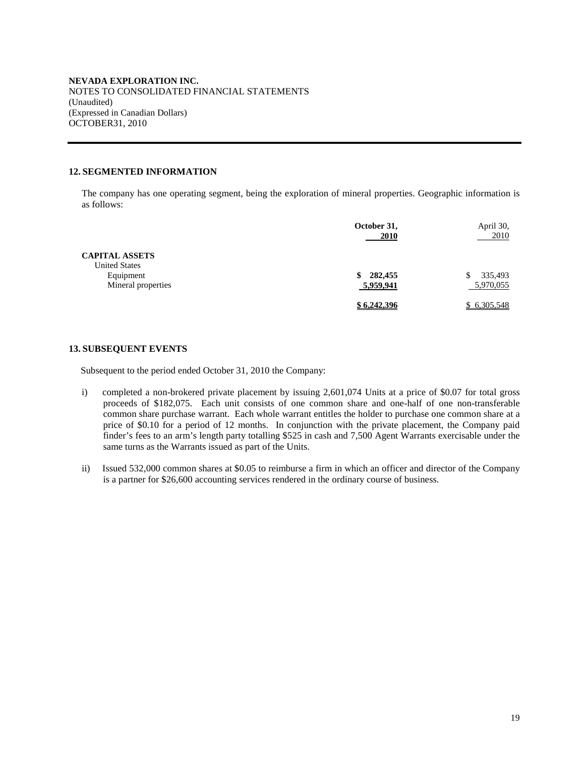**NEVADA EXPLORATION INC.**
NOTES TO CONSOLIDATED FINANCIAL STATEMENTS
(Unaudited)
(Expressed in Canadian Dollars)
OCTOBER31, 2010

## 12. SEGMENTED INFORMATION

The company has one operating segment, being the exploration of mineral properties. Geographic information is as follows:

| | **October 31, 2010** | April 30, 2010 |
|---|---|---|
| **CAPITAL ASSETS** | | |
| United States | | |
| Equipment | **$ 282,455** | $ 335,493 |
| Mineral properties | **5,959,941** | 5,970,055 |
| | **$ 6,242,396** | $ 6,305,548 |

## 13. SUBSEQUENT EVENTS

Subsequent to the period ended October 31, 2010 the Company:

i) completed a non-brokered private placement by issuing 2,601,074 Units at a price of $0.07 for total gross proceeds of $182,075. Each unit consists of one common share and one-half of one non-transferable common share purchase warrant. Each whole warrant entitles the holder to purchase one common share at a price of $0.10 for a period of 12 months. In conjunction with the private placement, the Company paid finder's fees to an arm's length party totalling $525 in cash and 7,500 Agent Warrants exercisable under the same turns as the Warrants issued as part of the Units.

ii) Issued 532,000 common shares at $0.05 to reimburse a firm in which an officer and director of the Company is a partner for $26,600 accounting services rendered in the ordinary course of business.